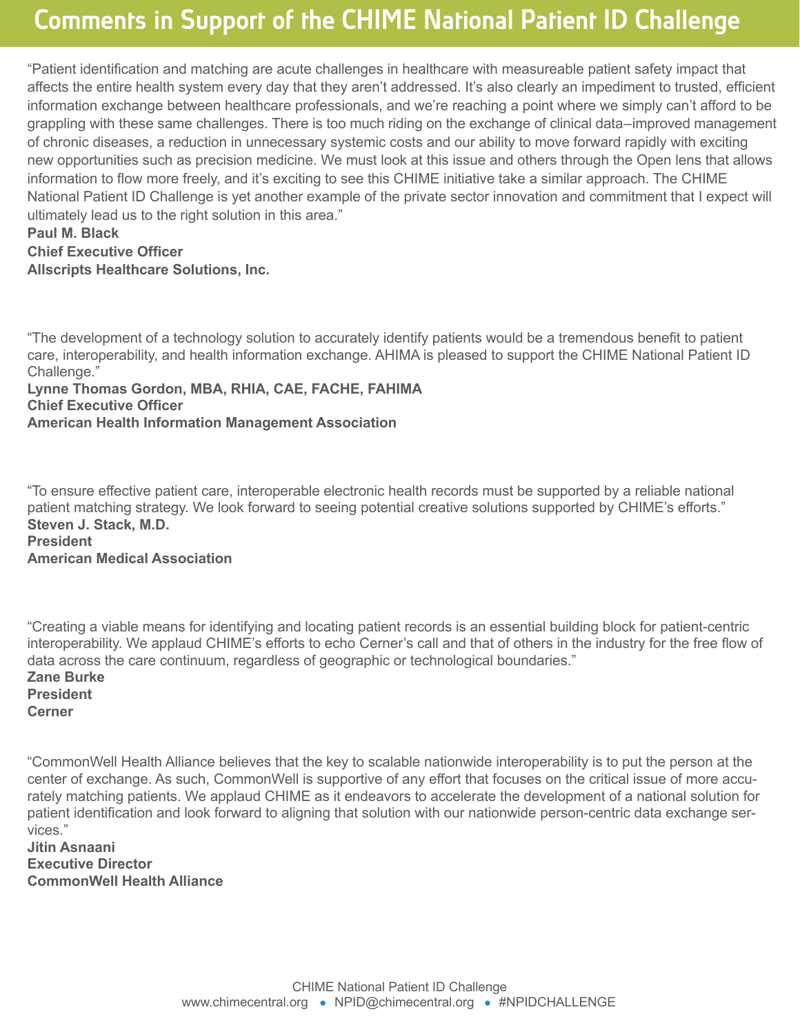# Comments in Support of the CHIME National Patient ID Challenge

"Patient identification and matching are acute challenges in healthcare with measureable patient safety impact that affects the entire health system every day that they aren't addressed. It's also clearly an impediment to trusted, efficient information exchange between healthcare professionals, and we're reaching a point where we simply can't afford to be grappling with these same challenges. There is too much riding on the exchange of clinical data–improved management of chronic diseases, a reduction in unnecessary systemic costs and our ability to move forward rapidly with exciting new opportunities such as precision medicine. We must look at this issue and others through the Open lens that allows information to flow more freely, and it's exciting to see this CHIME initiative take a similar approach. The CHIME National Patient ID Challenge is yet another example of the private sector innovation and commitment that I expect will ultimately lead us to the right solution in this area."

**Paul M. Black**
**Chief Executive Officer**
**Allscripts Healthcare Solutions, Inc.**

"The development of a technology solution to accurately identify patients would be a tremendous benefit to patient care, interoperability, and health information exchange. AHIMA is pleased to support the CHIME National Patient ID Challenge."

**Lynne Thomas Gordon, MBA, RHIA, CAE, FACHE, FAHIMA**
**Chief Executive Officer**
**American Health Information Management Association**

"To ensure effective patient care, interoperable electronic health records must be supported by a reliable national patient matching strategy. We look forward to seeing potential creative solutions supported by CHIME's efforts."

**Steven J. Stack, M.D.**
**President**
**American Medical Association**

"Creating a viable means for identifying and locating patient records is an essential building block for patient-centric interoperability. We applaud CHIME's efforts to echo Cerner's call and that of others in the industry for the free flow of data across the care continuum, regardless of geographic or technological boundaries."

**Zane Burke**
**President**
**Cerner**

"CommonWell Health Alliance believes that the key to scalable nationwide interoperability is to put the person at the center of exchange. As such, CommonWell is supportive of any effort that focuses on the critical issue of more accurately matching patients. We applaud CHIME as it endeavors to accelerate the development of a national solution for patient identification and look forward to aligning that solution with our nationwide person-centric data exchange services."

**Jitin Asnaani**
**Executive Director**
**CommonWell Health Alliance**

CHIME National Patient ID Challenge
www.chimecentral.org • NPID@chimecentral.org • #NPIDCHALLENGE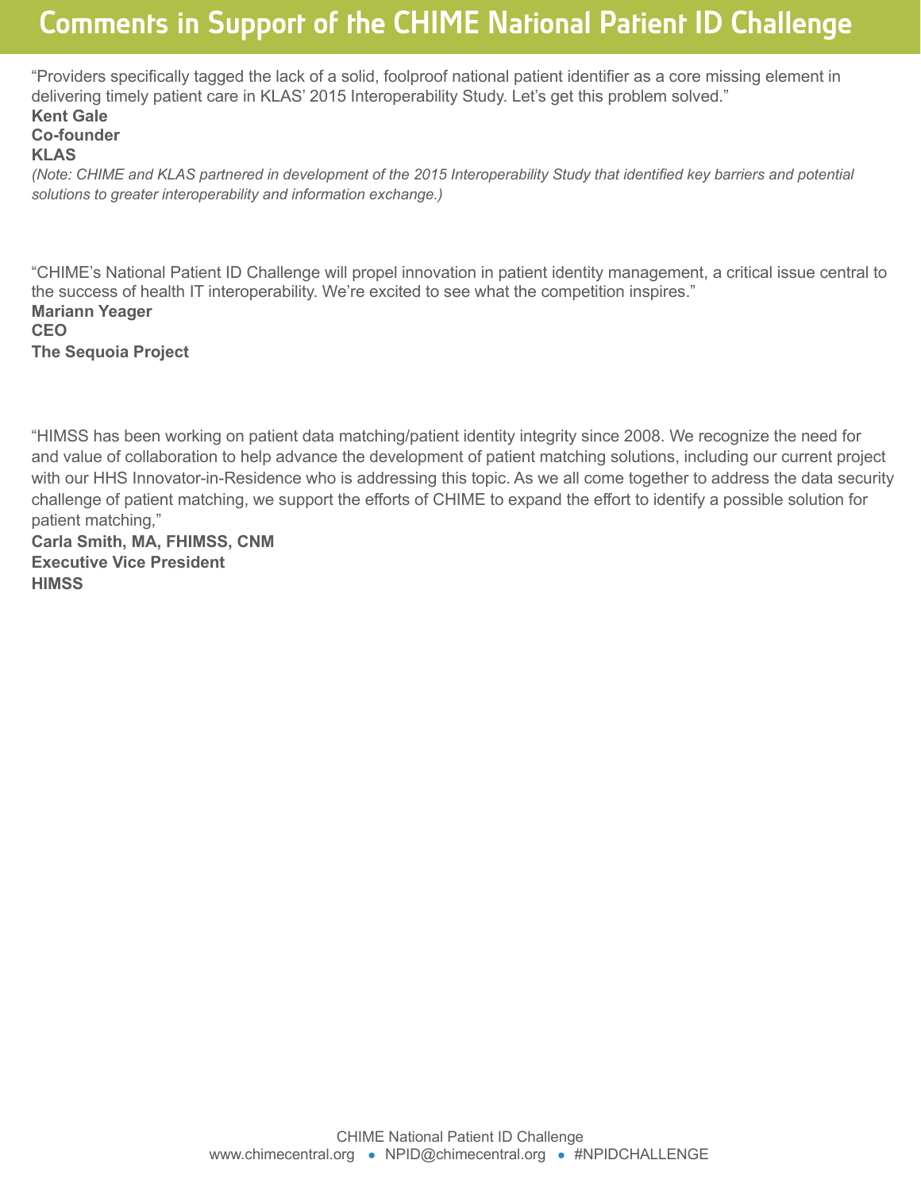# Comments in Support of the CHIME National Patient ID Challenge

"Providers specifically tagged the lack of a solid, foolproof national patient identifier as a core missing element in delivering timely patient care in KLAS' 2015 Interoperability Study. Let's get this problem solved."

**Kent Gale**
**Co-founder**
**KLAS**

*(Note: CHIME and KLAS partnered in development of the 2015 Interoperability Study that identified key barriers and potential solutions to greater interoperability and information exchange.)*

"CHIME's National Patient ID Challenge will propel innovation in patient identity management, a critical issue central to the success of health IT interoperability. We're excited to see what the competition inspires."

**Mariann Yeager**
**CEO**
**The Sequoia Project**

"HIMSS has been working on patient data matching/patient identity integrity since 2008. We recognize the need for and value of collaboration to help advance the development of patient matching solutions, including our current project with our HHS Innovator-in-Residence who is addressing this topic. As we all come together to address the data security challenge of patient matching, we support the efforts of CHIME to expand the effort to identify a possible solution for patient matching,"

**Carla Smith, MA, FHIMSS, CNM**
**Executive Vice President**
**HIMSS**

CHIME National Patient ID Challenge
www.chimecentral.org • NPID@chimecentral.org • #NPIDCHALLENGE